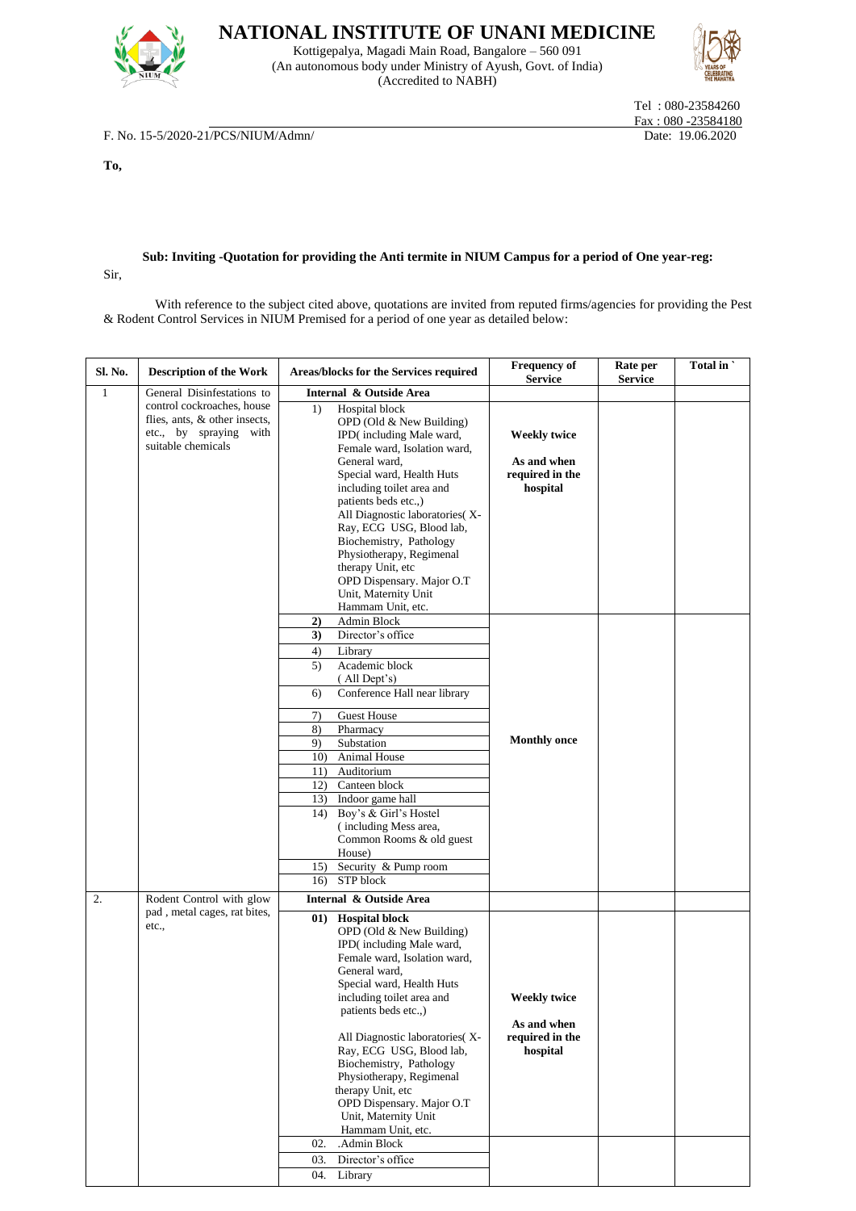# NATIONAL INSTITUTE OF UNANI MEDICINE

Kottigepalya, Magadi Main Road, Bangalore – 560 091
(An autonomous body under Ministry of Ayush, Govt. of India)
(Accredited to NABH)

Tel : 080-23584260
Fax : 080 -23584180

F. No. 15-5/2020-21/PCS/NIUM/Admn/ Date: 19.06.2020

**To,**

**Sub: Inviting -Quotation for providing the Anti termite in NIUM Campus for a period of One year-reg:**

Sir,

With reference to the subject cited above, quotations are invited from reputed firms/agencies for providing the Pest & Rodent Control Services in NIUM Premised for a period of one year as detailed below:

| Sl. No. | Description of the Work | Areas/blocks for the Services required | Frequency of Service | Rate per Service | Total in ` |
|---|---|---|---|---|---|
| 1 | General Disinfestations to control cockroaches, house flies, ants, & other insects, etc., by spraying with suitable chemicals | **Internal & Outside Area** | | | |
| | | 1) Hospital block OPD (Old & New Building) IPD( including Male ward, Female ward, Isolation ward, General ward, Special ward, Health Huts including toilet area and patients beds etc.,) All Diagnostic laboratories( X-Ray, ECG USG, Blood lab, Biochemistry, Pathology Physiotherapy, Regimenal therapy Unit, etc OPD Dispensary. Major O.T Unit, Maternity Unit Hammam Unit, etc. | **Weekly twice** **As and when required in the hospital** | | |
| | | **2)** Admin Block | **Monthly once** | | |
| | | **3)** Director's office | | | |
| | | 4) Library | | | |
| | | 5) Academic block ( All Dept's) | | | |
| | | 6) Conference Hall near library | | | |
| | | 7) Guest House | | | |
| | | 8) Pharmacy | | | |
| | | 9) Substation | | | |
| | | 10) Animal House | | | |
| | | 11) Auditorium | | | |
| | | 12) Canteen block | | | |
| | | 13) Indoor game hall | | | |
| | | 14) Boy's & Girl's Hostel ( including Mess area, Common Rooms & old guest House) | | | |
| | | 15) Security & Pump room | | | |
| | | 16) STP block | | | |
| 2. | Rodent Control with glow pad , metal cages, rat bites, etc., | **Internal & Outside Area** | | | |
| | | **01) Hospital block** OPD (Old & New Building) IPD( including Male ward, Female ward, Isolation ward, General ward, Special ward, Health Huts including toilet area and patients beds etc.,) All Diagnostic laboratories( X-Ray, ECG USG, Blood lab, Biochemistry, Pathology Physiotherapy, Regimenal therapy Unit, etc OPD Dispensary. Major O.T Unit, Maternity Unit Hammam Unit, etc. | **Weekly twice** **As and when required in the hospital** | | |
| | | 02. .Admin Block | | | |
| | | 03. Director's office | | | |
| | | 04. Library | | | |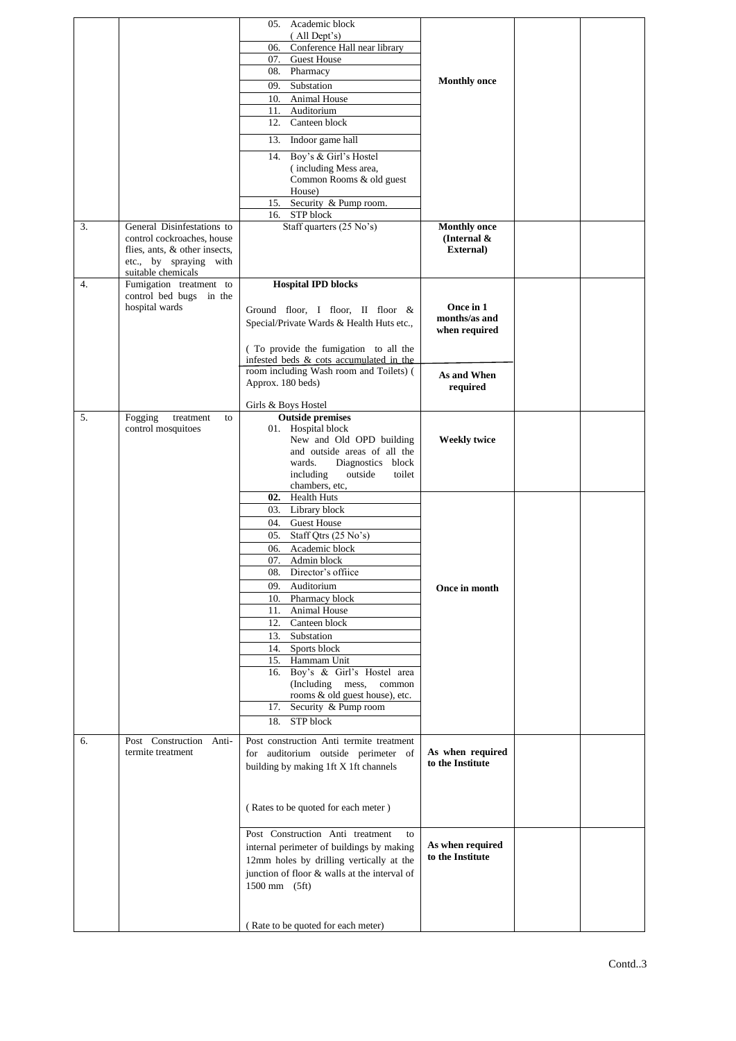| | | | | | |
|---|---|---|---|---|---|
| | | 05. Academic block (All Dept's)<br>06. Conference Hall near library<br>07. Guest House<br>08. Pharmacy<br>09. Substation<br>10. Animal House<br>11. Auditorium<br>12. Canteen block<br>13. Indoor game hall<br>14. Boy's & Girl's Hostel (including Mess area, Common Rooms & old guest House)<br>15. Security & Pump room.<br>16. STP block | **Monthly once** | | |
| 3. | General Disinfestations to control cockroaches, house flies, ants, & other insects, etc., by spraying with suitable chemicals | Staff quarters (25 No's) | **Monthly once (Internal & External)** | | |
| 4. | Fumigation treatment to control bed bugs in the hospital wards | **Hospital IPD blocks**<br><br>Ground floor, I floor, II floor & Special/Private Wards & Health Huts etc.,<br><br>(To provide the fumigation to all the infested beds & cots accumulated in the room including Wash room and Toilets) (Approx. 180 beds) | **Once in 1 months/as and when required** | | |
| | | Girls & Boys Hostel | **As and When required** | | |
| 5. | Fogging treatment to control mosquitoes | **Outside premises**<br>01. Hospital block New and Old OPD building and outside areas of all the wards. Diagnostics block including outside toilet chambers, etc, | **Weekly twice** | | |
| | | **02.** Health Huts<br>03. Library block<br>04. Guest House<br>05. Staff Qtrs (25 No's)<br>06. Academic block<br>07. Admin block<br>08. Director's offiice<br>09. Auditorium<br>10. Pharmacy block<br>11. Animal House<br>12. Canteen block<br>13. Substation<br>14. Sports block<br>15. Hammam Unit<br>16. Boy's & Girl's Hostel area (Including mess, common rooms & old guest house), etc.<br>17. Security & Pump room<br>18. STP block | **Once in month** | | |
| 6. | Post Construction Anti-termite treatment | Post construction Anti termite treatment for auditorium outside perimeter of building by making 1ft X 1ft channels<br><br>(Rates to be quoted for each meter) | **As when required to the Institute** | | |
| | | Post Construction Anti treatment to internal perimeter of buildings by making 12mm holes by drilling vertically at the junction of floor & walls at the interval of 1500 mm (5ft)<br><br>(Rate to be quoted for each meter) | **As when required to the Institute** | | |

Contd..3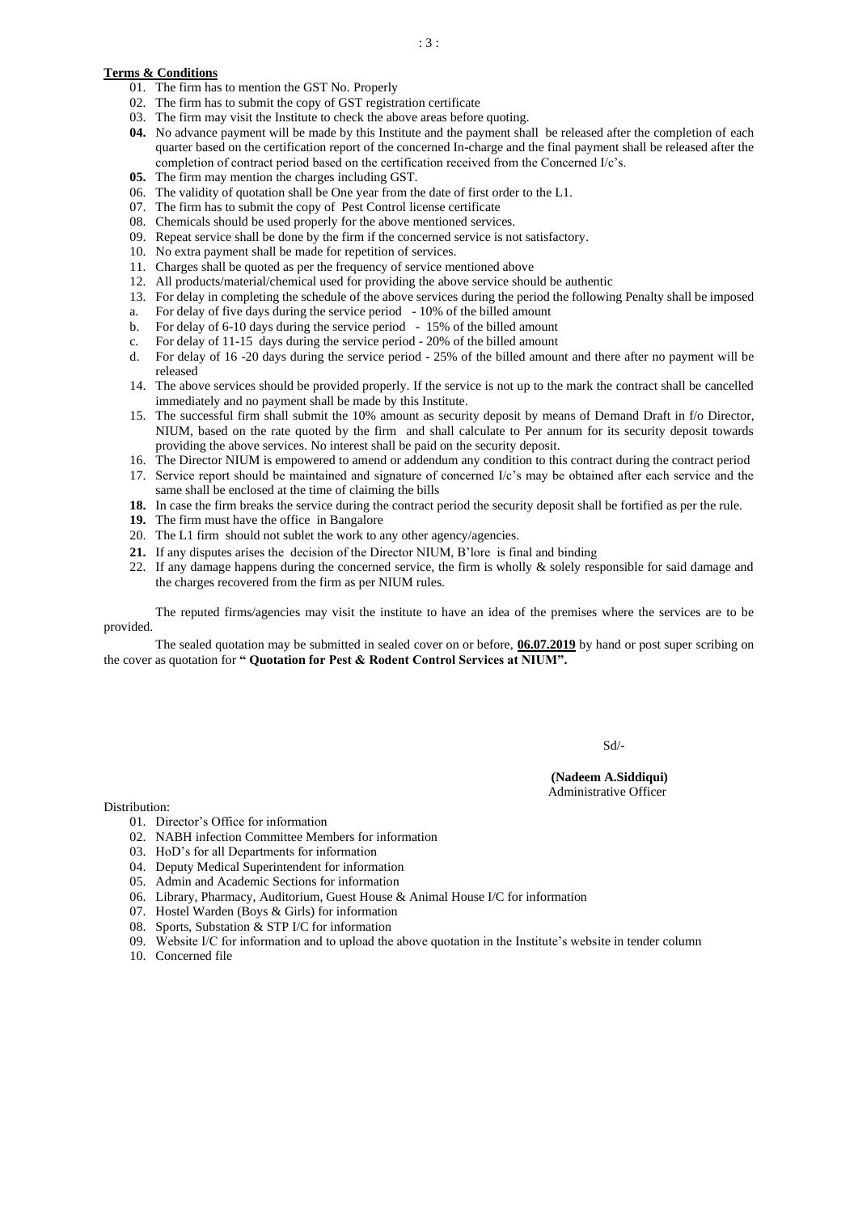**Terms & Conditions**

01. The firm has to mention the GST No. Properly
02. The firm has to submit the copy of GST registration certificate
03. The firm may visit the Institute to check the above areas before quoting.
**04.** No advance payment will be made by this Institute and the payment shall be released after the completion of each quarter based on the certification report of the concerned In-charge and the final payment shall be released after the completion of contract period based on the certification received from the Concerned I/c's.
**05.** The firm may mention the charges including GST.
06. The validity of quotation shall be One year from the date of first order to the L1.
07. The firm has to submit the copy of Pest Control license certificate
08. Chemicals should be used properly for the above mentioned services.
09. Repeat service shall be done by the firm if the concerned service is not satisfactory.
10. No extra payment shall be made for repetition of services.
11. Charges shall be quoted as per the frequency of service mentioned above
12. All products/material/chemical used for providing the above service should be authentic
13. For delay in completing the schedule of the above services during the period the following Penalty shall be imposed
    a. For delay of five days during the service period - 10% of the billed amount
    b. For delay of 6-10 days during the service period - 15% of the billed amount
    c. For delay of 11-15 days during the service period - 20% of the billed amount
    d. For delay of 16 -20 days during the service period - 25% of the billed amount and there after no payment will be released
14. The above services should be provided properly. If the service is not up to the mark the contract shall be cancelled immediately and no payment shall be made by this Institute.
15. The successful firm shall submit the 10% amount as security deposit by means of Demand Draft in f/o Director, NIUM, based on the rate quoted by the firm and shall calculate to Per annum for its security deposit towards providing the above services. No interest shall be paid on the security deposit.
16. The Director NIUM is empowered to amend or addendum any condition to this contract during the contract period
17. Service report should be maintained and signature of concerned I/c's may be obtained after each service and the same shall be enclosed at the time of claiming the bills
**18.** In case the firm breaks the service during the contract period the security deposit shall be fortified as per the rule.
**19.** The firm must have the office in Bangalore
20. The L1 firm should not sublet the work to any other agency/agencies.
**21.** If any disputes arises the decision of the Director NIUM, B'lore is final and binding
22. If any damage happens during the concerned service, the firm is wholly & solely responsible for said damage and the charges recovered from the firm as per NIUM rules.

The reputed firms/agencies may visit the institute to have an idea of the premises where the services are to be provided.

The sealed quotation may be submitted in sealed cover on or before, **06.07.2019** by hand or post super scribing on the cover as quotation for **" Quotation for Pest & Rodent Control Services at NIUM".**

Sd/-

**(Nadeem A.Siddiqui)**
Administrative Officer

Distribution:

01. Director's Office for information
02. NABH infection Committee Members for information
03. HoD's for all Departments for information
04. Deputy Medical Superintendent for information
05. Admin and Academic Sections for information
06. Library, Pharmacy, Auditorium, Guest House & Animal House I/C for information
07. Hostel Warden (Boys & Girls) for information
08. Sports, Substation & STP I/C for information
09. Website I/C for information and to upload the above quotation in the Institute's website in tender column
10. Concerned file